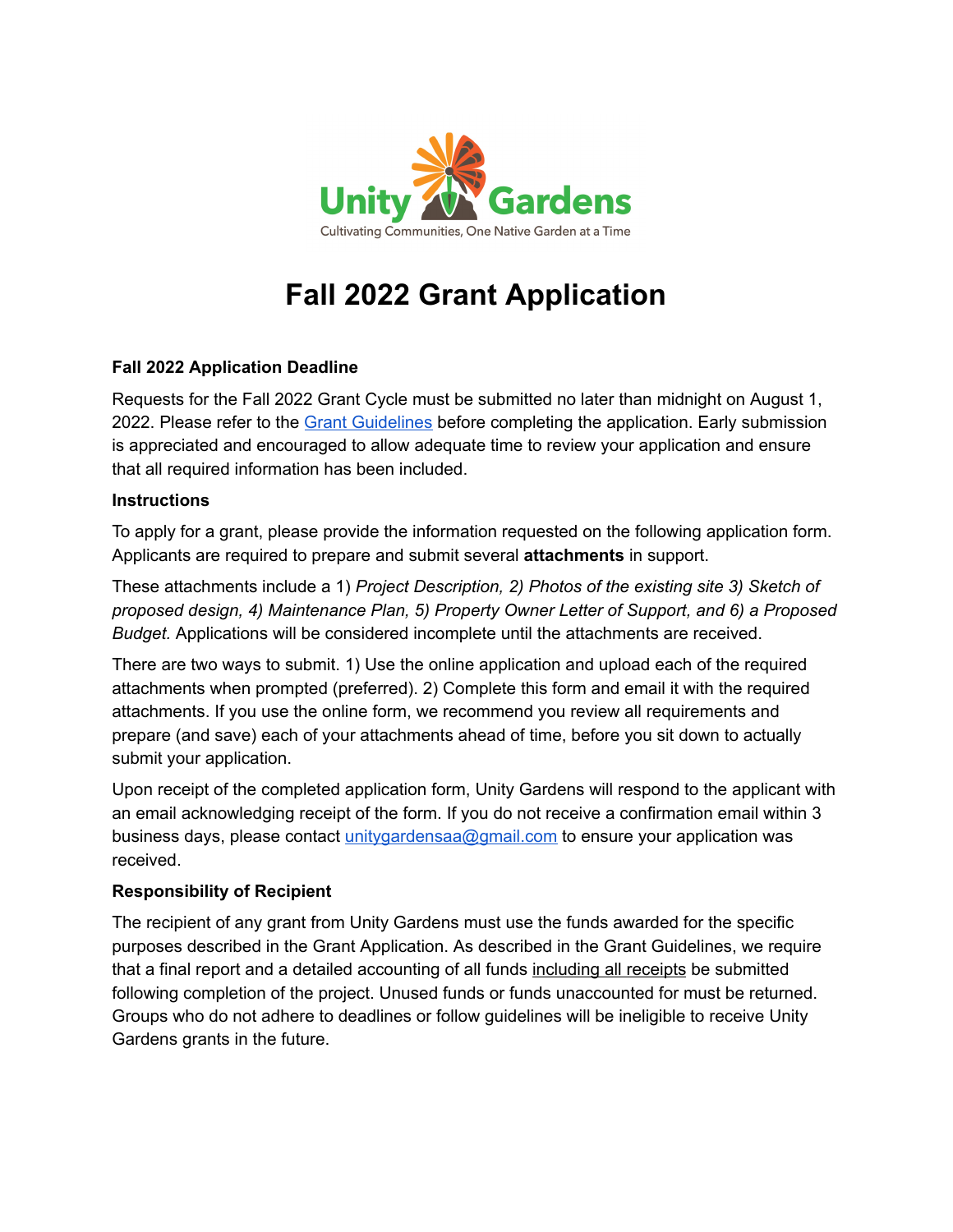Unity Gardens

Cultivating Communities, One Native Garden at a Time

# Fall 2022 Grant Application

**Fall 2022 Application Deadline**

Requests for the Fall 2022 Grant Cycle must be submitted no later than midnight on August 1, 2022. Please refer to the Grant Guidelines before completing the application. Early submission is appreciated and encouraged to allow adequate time to review your application and ensure that all required information has been included.

**Instructions**

To apply for a grant, please provide the information requested on the following application form. Applicants are required to prepare and submit several **attachments** in support.

These attachments include a 1) *Project Description, 2) Photos of the existing site 3) Sketch of proposed design, 4) Maintenance Plan, 5) Property Owner Letter of Support, and 6) a Proposed Budget.* Applications will be considered incomplete until the attachments are received.

There are two ways to submit. 1) Use the online application and upload each of the required attachments when prompted (preferred). 2) Complete this form and email it with the required attachments. If you use the online form, we recommend you review all requirements and prepare (and save) each of your attachments ahead of time, before you sit down to actually submit your application.

Upon receipt of the completed application form, Unity Gardens will respond to the applicant with an email acknowledging receipt of the form. If you do not receive a confirmation email within 3 business days, please contact unitygardensaa@gmail.com to ensure your application was received.

**Responsibility of Recipient**

The recipient of any grant from Unity Gardens must use the funds awarded for the specific purposes described in the Grant Application. As described in the Grant Guidelines, we require that a final report and a detailed accounting of all funds including all receipts be submitted following completion of the project. Unused funds or funds unaccounted for must be returned. Groups who do not adhere to deadlines or follow guidelines will be ineligible to receive Unity Gardens grants in the future.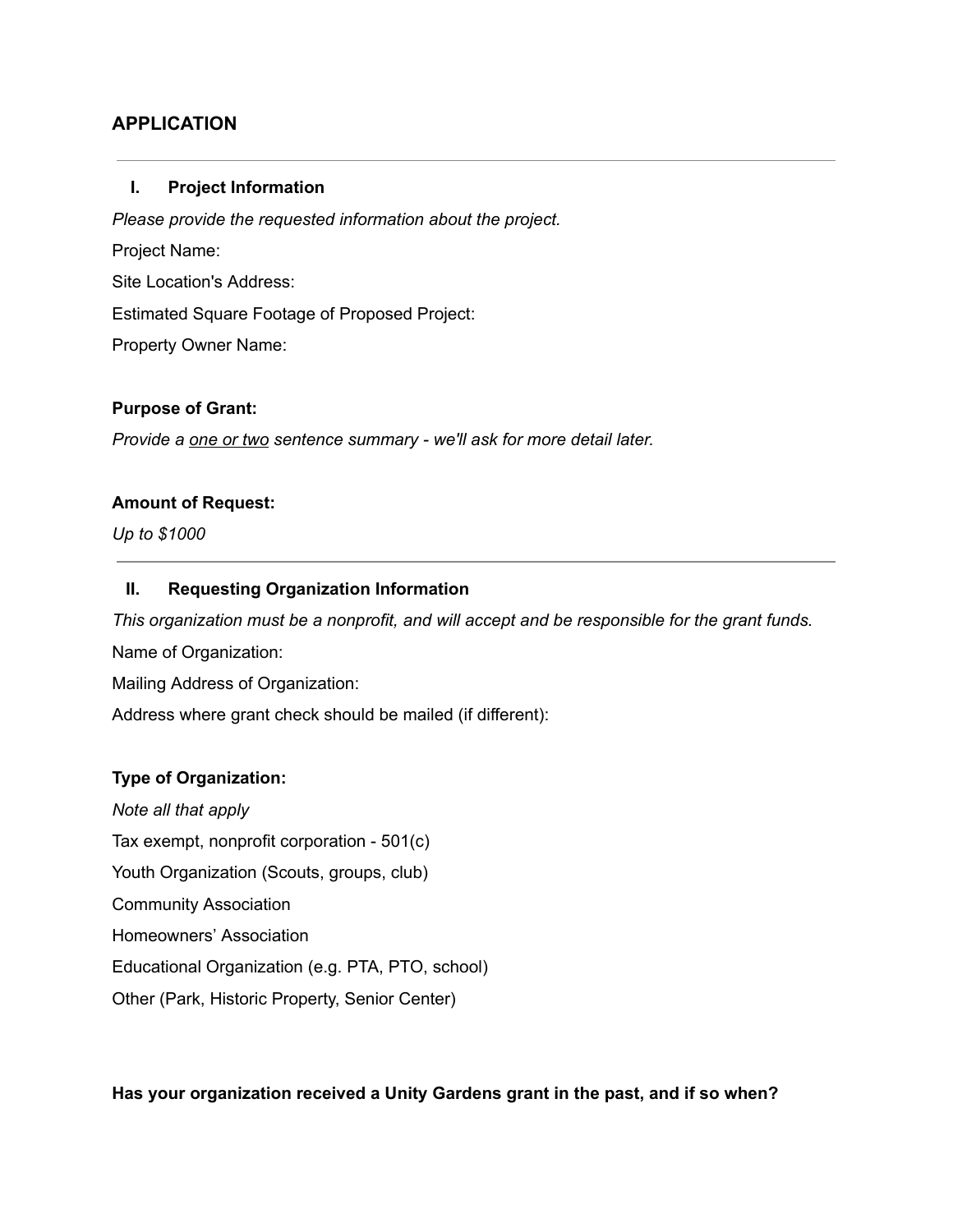## APPLICATION

---

### I. Project Information

*Please provide the requested information about the project.*

Project Name:

Site Location's Address:

Estimated Square Footage of Proposed Project:

Property Owner Name:

**Purpose of Grant:**

*Provide a <u>one or two</u> sentence summary - we'll ask for more detail later.*

**Amount of Request:**

*Up to $1000*

---

### II. Requesting Organization Information

*This organization must be a nonprofit, and will accept and be responsible for the grant funds.*

Name of Organization:

Mailing Address of Organization:

Address where grant check should be mailed (if different):

**Type of Organization:**

*Note all that apply*

Tax exempt, nonprofit corporation - 501(c)

Youth Organization (Scouts, groups, club)

Community Association

Homeowners' Association

Educational Organization (e.g. PTA, PTO, school)

Other (Park, Historic Property, Senior Center)

**Has your organization received a Unity Gardens grant in the past, and if so when?**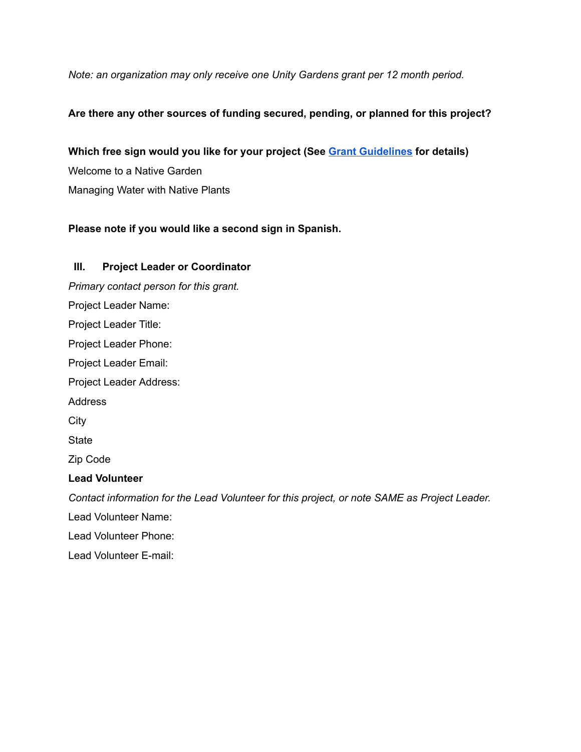*Note: an organization may only receive one Unity Gardens grant per 12 month period.*

**Are there any other sources of funding secured, pending, or planned for this project?**

**Which free sign would you like for your project (See [Grant Guidelines]() for details)**

Welcome to a Native Garden

Managing Water with Native Plants

**Please note if you would like a second sign in Spanish.**

## III. Project Leader or Coordinator

*Primary contact person for this grant.*

Project Leader Name:

Project Leader Title:

Project Leader Phone:

Project Leader Email:

Project Leader Address:

Address

City

State

Zip Code

**Lead Volunteer**

*Contact information for the Lead Volunteer for this project, or note SAME as Project Leader.*

Lead Volunteer Name:

Lead Volunteer Phone:

Lead Volunteer E-mail: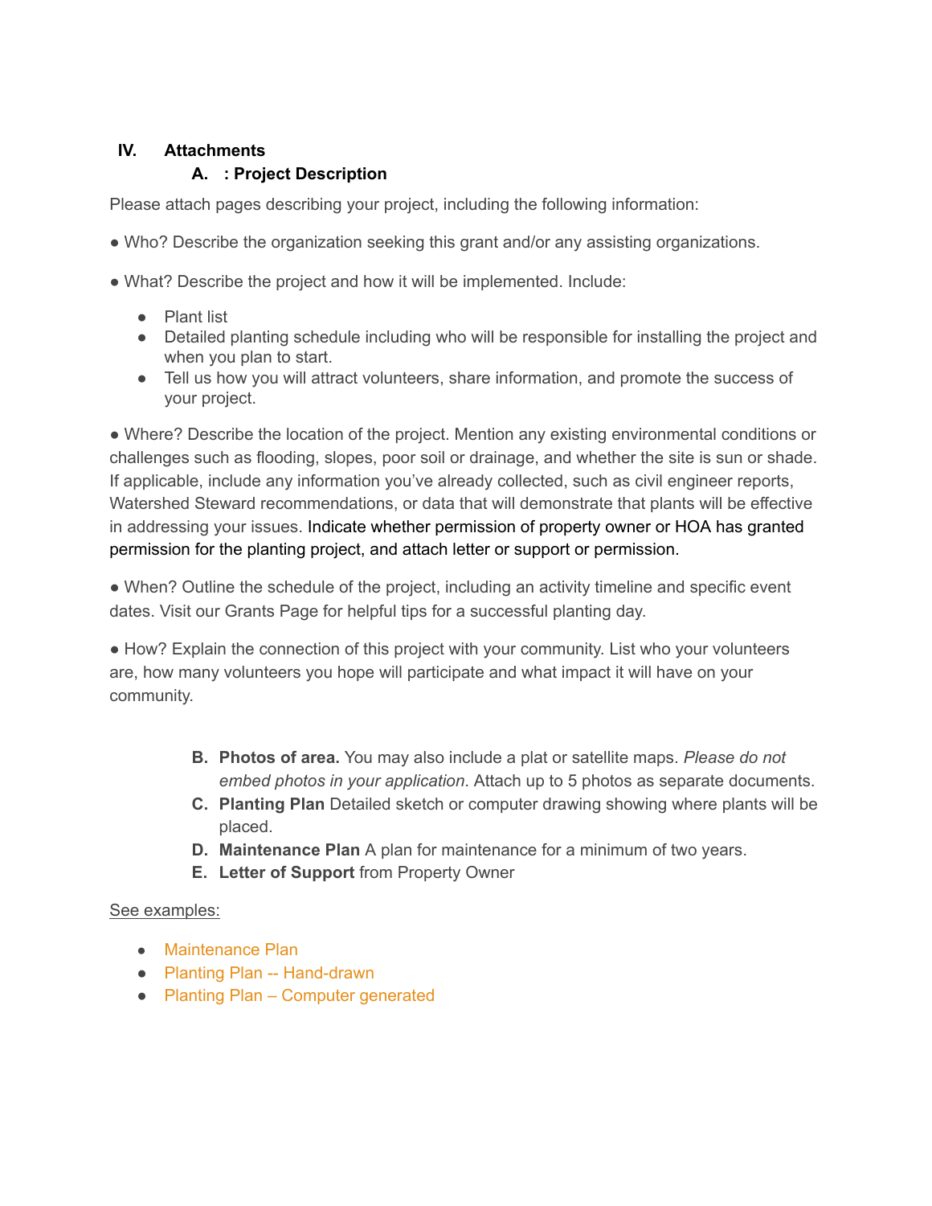## IV. Attachments

### A. : Project Description

Please attach pages describing your project, including the following information:

● Who? Describe the organization seeking this grant and/or any assisting organizations.

● What? Describe the project and how it will be implemented. Include:

- Plant list
- Detailed planting schedule including who will be responsible for installing the project and when you plan to start.
- Tell us how you will attract volunteers, share information, and promote the success of your project.

● Where? Describe the location of the project. Mention any existing environmental conditions or challenges such as flooding, slopes, poor soil or drainage, and whether the site is sun or shade. If applicable, include any information you've already collected, such as civil engineer reports, Watershed Steward recommendations, or data that will demonstrate that plants will be effective in addressing your issues. Indicate whether permission of property owner or HOA has granted permission for the planting project, and attach letter or support or permission.

● When? Outline the schedule of the project, including an activity timeline and specific event dates. Visit our Grants Page for helpful tips for a successful planting day.

● How? Explain the connection of this project with your community. List who your volunteers are, how many volunteers you hope will participate and what impact it will have on your community.

B. **Photos of area.** You may also include a plat or satellite maps. *Please do not embed photos in your application*. Attach up to 5 photos as separate documents.
C. **Planting Plan** Detailed sketch or computer drawing showing where plants will be placed.
D. **Maintenance Plan** A plan for maintenance for a minimum of two years.
E. **Letter of Support** from Property Owner

See examples:

- Maintenance Plan
- Planting Plan -- Hand-drawn
- Planting Plan – Computer generated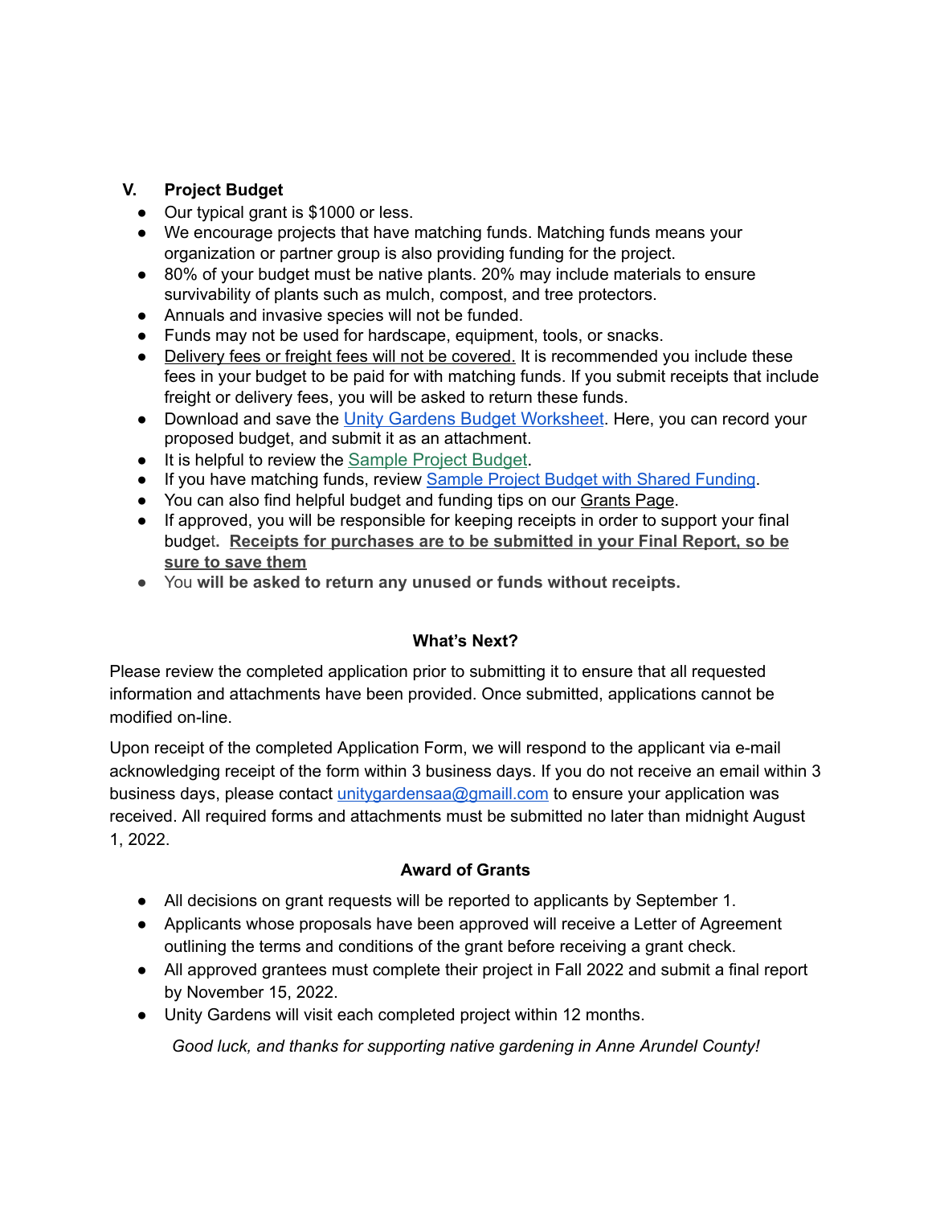## V. Project Budget

- Our typical grant is $1000 or less.
- We encourage projects that have matching funds. Matching funds means your organization or partner group is also providing funding for the project.
- 80% of your budget must be native plants. 20% may include materials to ensure survivability of plants such as mulch, compost, and tree protectors.
- Annuals and invasive species will not be funded.
- Funds may not be used for hardscape, equipment, tools, or snacks.
- Delivery fees or freight fees will not be covered. It is recommended you include these fees in your budget to be paid for with matching funds. If you submit receipts that include freight or delivery fees, you will be asked to return these funds.
- Download and save the Unity Gardens Budget Worksheet. Here, you can record your proposed budget, and submit it as an attachment.
- It is helpful to review the Sample Project Budget.
- If you have matching funds, review Sample Project Budget with Shared Funding.
- You can also find helpful budget and funding tips on our Grants Page.
- If approved, you will be responsible for keeping receipts in order to support your final budget. **Receipts for purchases are to be submitted in your Final Report, so be sure to save them**
- You **will be asked to return any unused or funds without receipts.**

### What's Next?

Please review the completed application prior to submitting it to ensure that all requested information and attachments have been provided. Once submitted, applications cannot be modified on-line.

Upon receipt of the completed Application Form, we will respond to the applicant via e-mail acknowledging receipt of the form within 3 business days. If you do not receive an email within 3 business days, please contact unitygardensaa@gmaill.com to ensure your application was received. All required forms and attachments must be submitted no later than midnight August 1, 2022.

### Award of Grants

- All decisions on grant requests will be reported to applicants by September 1.
- Applicants whose proposals have been approved will receive a Letter of Agreement outlining the terms and conditions of the grant before receiving a grant check.
- All approved grantees must complete their project in Fall 2022 and submit a final report by November 15, 2022.
- Unity Gardens will visit each completed project within 12 months.

*Good luck, and thanks for supporting native gardening in Anne Arundel County!*